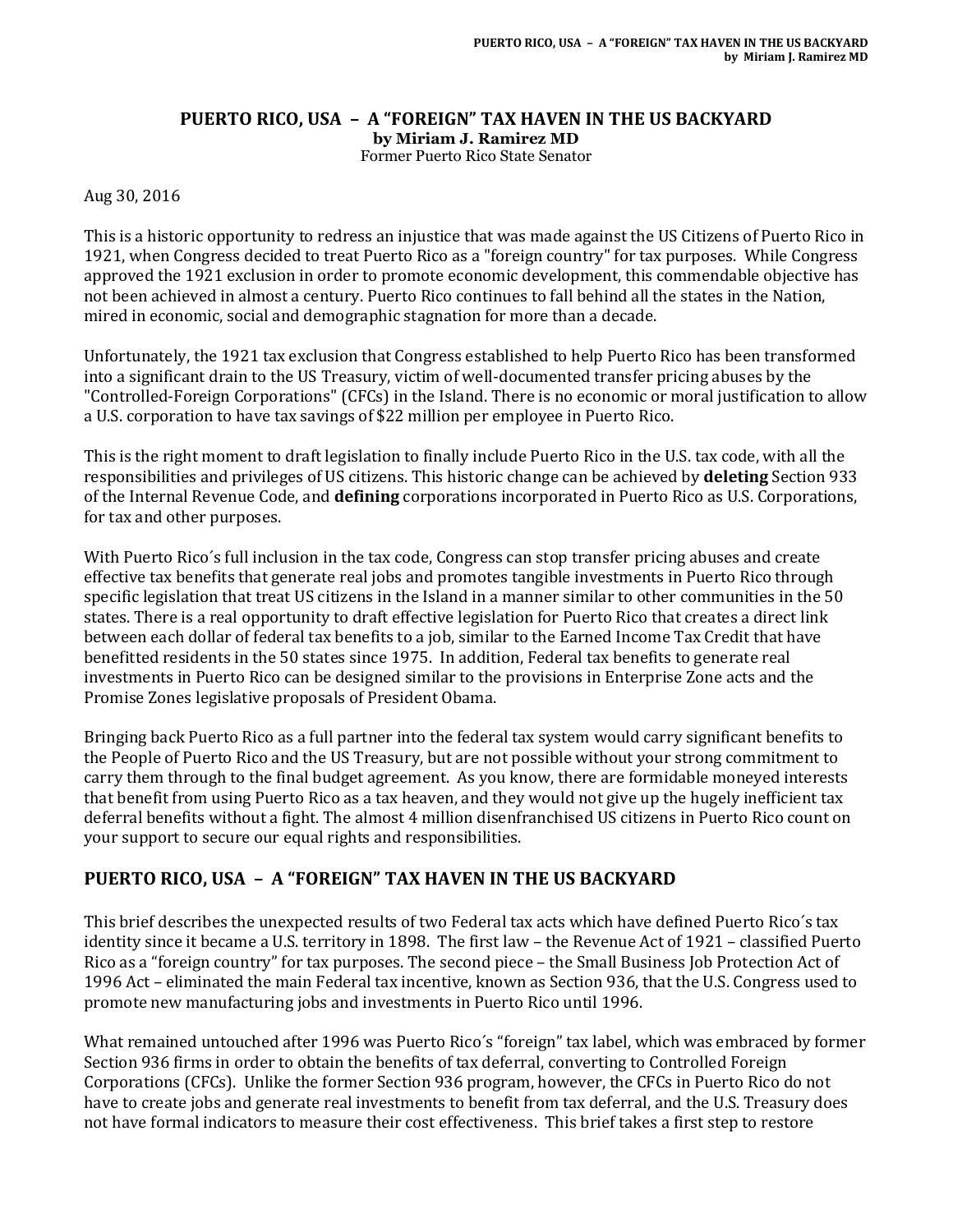# PUERTO RICO, USA – A "FOREIGN" TAX HAVEN IN THE US BACKYARD

**by Miriam J. Ramirez MD**

Former Puerto Rico State Senator

Aug 30, 2016

This is a historic opportunity to redress an injustice that was made against the US Citizens of Puerto Rico in 1921, when Congress decided to treat Puerto Rico as a "foreign country" for tax purposes. While Congress approved the 1921 exclusion in order to promote economic development, this commendable objective has not been achieved in almost a century. Puerto Rico continues to fall behind all the states in the Nation, mired in economic, social and demographic stagnation for more than a decade.

Unfortunately, the 1921 tax exclusion that Congress established to help Puerto Rico has been transformed into a significant drain to the US Treasury, victim of well-documented transfer pricing abuses by the "Controlled-Foreign Corporations" (CFCs) in the Island. There is no economic or moral justification to allow a U.S. corporation to have tax savings of $22 million per employee in Puerto Rico.

This is the right moment to draft legislation to finally include Puerto Rico in the U.S. tax code, with all the responsibilities and privileges of US citizens. This historic change can be achieved by **deleting** Section 933 of the Internal Revenue Code, and **defining** corporations incorporated in Puerto Rico as U.S. Corporations, for tax and other purposes.

With Puerto Rico´s full inclusion in the tax code, Congress can stop transfer pricing abuses and create effective tax benefits that generate real jobs and promotes tangible investments in Puerto Rico through specific legislation that treat US citizens in the Island in a manner similar to other communities in the 50 states. There is a real opportunity to draft effective legislation for Puerto Rico that creates a direct link between each dollar of federal tax benefits to a job, similar to the Earned Income Tax Credit that have benefitted residents in the 50 states since 1975. In addition, Federal tax benefits to generate real investments in Puerto Rico can be designed similar to the provisions in Enterprise Zone acts and the Promise Zones legislative proposals of President Obama.

Bringing back Puerto Rico as a full partner into the federal tax system would carry significant benefits to the People of Puerto Rico and the US Treasury, but are not possible without your strong commitment to carry them through to the final budget agreement. As you know, there are formidable moneyed interests that benefit from using Puerto Rico as a tax heaven, and they would not give up the hugely inefficient tax deferral benefits without a fight. The almost 4 million disenfranchised US citizens in Puerto Rico count on your support to secure our equal rights and responsibilities.

## PUERTO RICO, USA – A "FOREIGN" TAX HAVEN IN THE US BACKYARD

This brief describes the unexpected results of two Federal tax acts which have defined Puerto Rico´s tax identity since it became a U.S. territory in 1898. The first law – the Revenue Act of 1921 – classified Puerto Rico as a "foreign country" for tax purposes. The second piece – the Small Business Job Protection Act of 1996 Act – eliminated the main Federal tax incentive, known as Section 936, that the U.S. Congress used to promote new manufacturing jobs and investments in Puerto Rico until 1996.

What remained untouched after 1996 was Puerto Rico´s "foreign" tax label, which was embraced by former Section 936 firms in order to obtain the benefits of tax deferral, converting to Controlled Foreign Corporations (CFCs). Unlike the former Section 936 program, however, the CFCs in Puerto Rico do not have to create jobs and generate real investments to benefit from tax deferral, and the U.S. Treasury does not have formal indicators to measure their cost effectiveness. This brief takes a first step to restore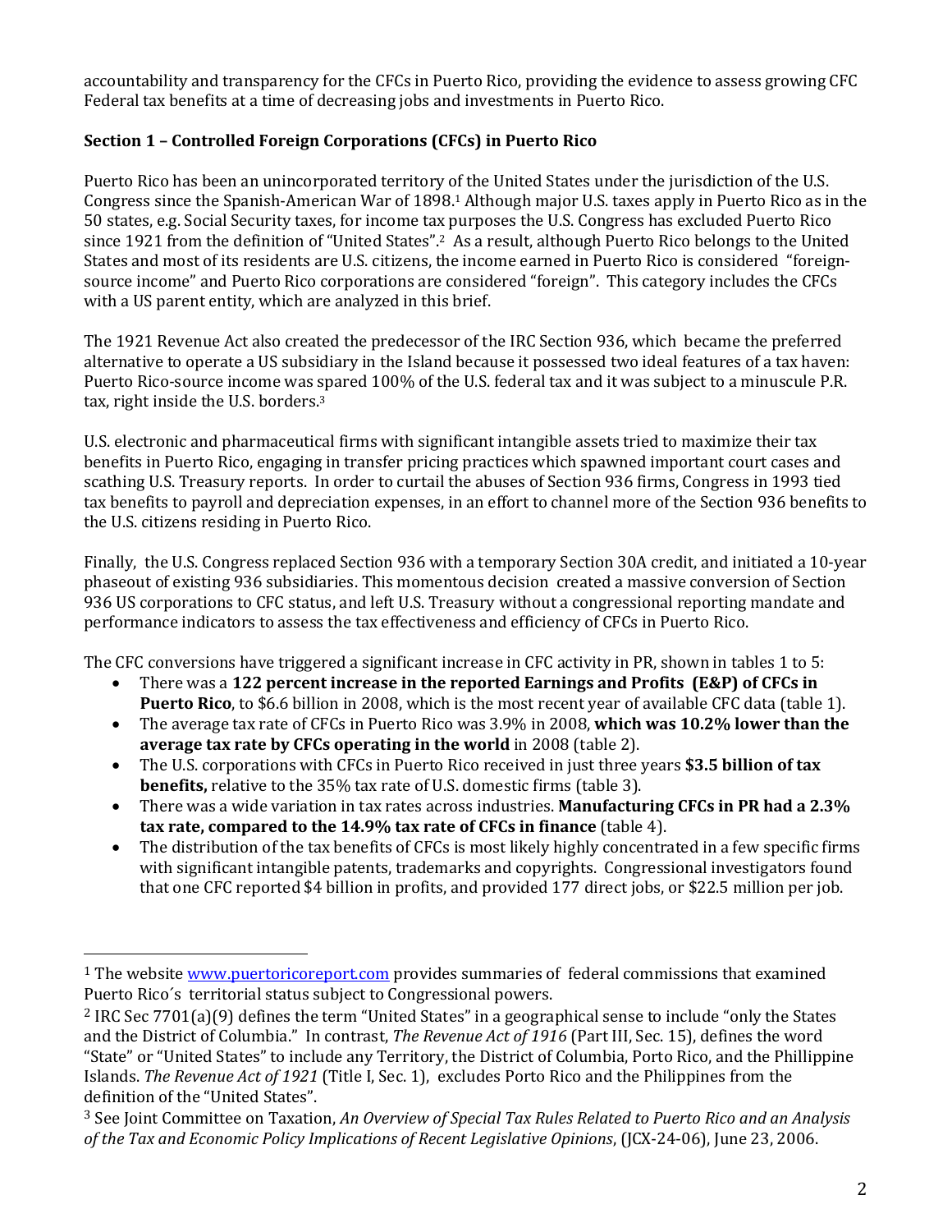accountability and transparency for the CFCs in Puerto Rico, providing the evidence to assess growing CFC Federal tax benefits at a time of decreasing jobs and investments in Puerto Rico.

**Section 1 – Controlled Foreign Corporations (CFCs) in Puerto Rico**

Puerto Rico has been an unincorporated territory of the United States under the jurisdiction of the U.S. Congress since the Spanish-American War of 1898.[1] Although major U.S. taxes apply in Puerto Rico as in the 50 states, e.g. Social Security taxes, for income tax purposes the U.S. Congress has excluded Puerto Rico since 1921 from the definition of "United States".[2] As a result, although Puerto Rico belongs to the United States and most of its residents are U.S. citizens, the income earned in Puerto Rico is considered "foreign-source income" and Puerto Rico corporations are considered "foreign". This category includes the CFCs with a US parent entity, which are analyzed in this brief.

The 1921 Revenue Act also created the predecessor of the IRC Section 936, which became the preferred alternative to operate a US subsidiary in the Island because it possessed two ideal features of a tax haven: Puerto Rico-source income was spared 100% of the U.S. federal tax and it was subject to a minuscule P.R. tax, right inside the U.S. borders.[3]

U.S. electronic and pharmaceutical firms with significant intangible assets tried to maximize their tax benefits in Puerto Rico, engaging in transfer pricing practices which spawned important court cases and scathing U.S. Treasury reports. In order to curtail the abuses of Section 936 firms, Congress in 1993 tied tax benefits to payroll and depreciation expenses, in an effort to channel more of the Section 936 benefits to the U.S. citizens residing in Puerto Rico.

Finally, the U.S. Congress replaced Section 936 with a temporary Section 30A credit, and initiated a 10-year phaseout of existing 936 subsidiaries. This momentous decision created a massive conversion of Section 936 US corporations to CFC status, and left U.S. Treasury without a congressional reporting mandate and performance indicators to assess the tax effectiveness and efficiency of CFCs in Puerto Rico.

The CFC conversions have triggered a significant increase in CFC activity in PR, shown in tables 1 to 5:

- There was a **122 percent increase in the reported Earnings and Profits (E&P) of CFCs in Puerto Rico**, to $6.6 billion in 2008, which is the most recent year of available CFC data (table 1).
- The average tax rate of CFCs in Puerto Rico was 3.9% in 2008, **which was 10.2% lower than the average tax rate by CFCs operating in the world** in 2008 (table 2).
- The U.S. corporations with CFCs in Puerto Rico received in just three years **$3.5 billion of tax benefits,** relative to the 35% tax rate of U.S. domestic firms (table 3).
- There was a wide variation in tax rates across industries. **Manufacturing CFCs in PR had a 2.3% tax rate, compared to the 14.9% tax rate of CFCs in finance** (table 4).
- The distribution of the tax benefits of CFCs is most likely highly concentrated in a few specific firms with significant intangible patents, trademarks and copyrights. Congressional investigators found that one CFC reported $4 billion in profits, and provided 177 direct jobs, or $22.5 million per job.

---

[1] The website www.puertoricoreport.com provides summaries of federal commissions that examined Puerto Rico´s territorial status subject to Congressional powers.

[2] IRC Sec 7701(a)(9) defines the term "United States" in a geographical sense to include "only the States and the District of Columbia." In contrast, *The Revenue Act of 1916* (Part III, Sec. 15), defines the word "State" or "United States" to include any Territory, the District of Columbia, Porto Rico, and the Phillippine Islands. *The Revenue Act of 1921* (Title I, Sec. 1), excludes Porto Rico and the Philippines from the definition of the "United States".

[3] See Joint Committee on Taxation, *An Overview of Special Tax Rules Related to Puerto Rico and an Analysis of the Tax and Economic Policy Implications of Recent Legislative Opinions*, (JCX-24-06), June 23, 2006.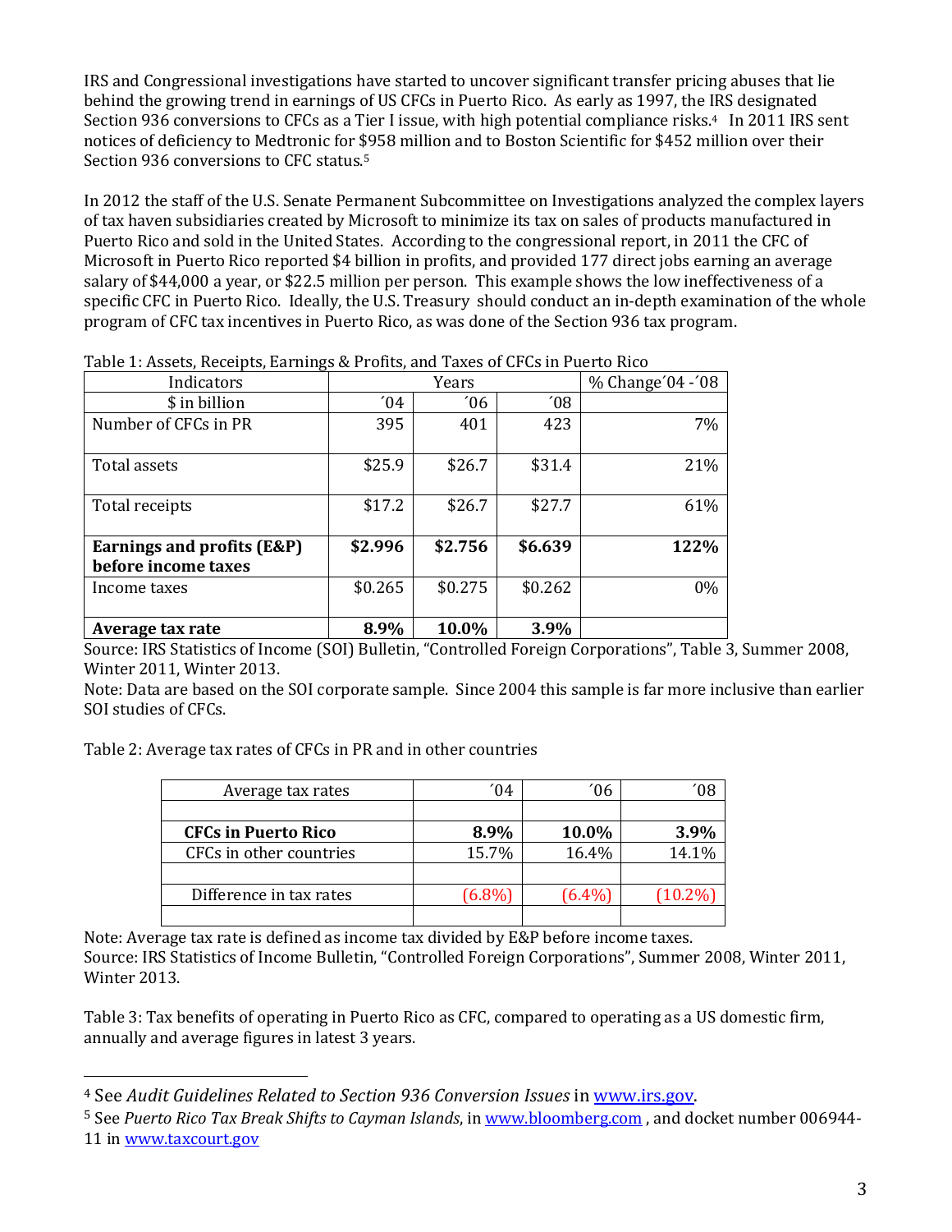IRS and Congressional investigations have started to uncover significant transfer pricing abuses that lie behind the growing trend in earnings of US CFCs in Puerto Rico. As early as 1997, the IRS designated Section 936 conversions to CFCs as a Tier I issue, with high potential compliance risks.[4] In 2011 IRS sent notices of deficiency to Medtronic for $958 million and to Boston Scientific for $452 million over their Section 936 conversions to CFC status.[5]

In 2012 the staff of the U.S. Senate Permanent Subcommittee on Investigations analyzed the complex layers of tax haven subsidiaries created by Microsoft to minimize its tax on sales of products manufactured in Puerto Rico and sold in the United States. According to the congressional report, in 2011 the CFC of Microsoft in Puerto Rico reported $4 billion in profits, and provided 177 direct jobs earning an average salary of $44,000 a year, or $22.5 million per person. This example shows the low ineffectiveness of a specific CFC in Puerto Rico. Ideally, the U.S. Treasury should conduct an in-depth examination of the whole program of CFC tax incentives in Puerto Rico, as was done of the Section 936 tax program.

Table 1: Assets, Receipts, Earnings & Profits, and Taxes of CFCs in Puerto Rico

| Indicators | Years | | | % Change´04 -´08 |
|---|---|---|---|---|
| $ in billion | ´04 | ´06 | ´08 | |
| Number of CFCs in PR | 395 | 401 | 423 | 7% |
| Total assets | $25.9 | $26.7 | $31.4 | 21% |
| Total receipts | $17.2 | $26.7 | $27.7 | 61% |
| **Earnings and profits (E&P) before income taxes** | **$2.996** | **$2.756** | **$6.639** | **122%** |
| Income taxes | $0.265 | $0.275 | $0.262 | 0% |
| **Average tax rate** | **8.9%** | **10.0%** | **3.9%** | |

Source: IRS Statistics of Income (SOI) Bulletin, "Controlled Foreign Corporations", Table 3, Summer 2008, Winter 2011, Winter 2013.

Note: Data are based on the SOI corporate sample. Since 2004 this sample is far more inclusive than earlier SOI studies of CFCs.

Table 2: Average tax rates of CFCs in PR and in other countries

| Average tax rates | ´04 | ´06 | ´08 |
|---|---|---|---|
| | | | |
| **CFCs in Puerto Rico** | **8.9%** | **10.0%** | **3.9%** |
| CFCs in other countries | 15.7% | 16.4% | 14.1% |
| | | | |
| Difference in tax rates | (6.8%) | (6.4%) | (10.2%) |
| | | | |

Note: Average tax rate is defined as income tax divided by E&P before income taxes.
Source: IRS Statistics of Income Bulletin, "Controlled Foreign Corporations", Summer 2008, Winter 2011, Winter 2013.

Table 3: Tax benefits of operating in Puerto Rico as CFC, compared to operating as a US domestic firm, annually and average figures in latest 3 years.

---

[4] See *Audit Guidelines Related to Section 936 Conversion Issues* in www.irs.gov.

[5] See *Puerto Rico Tax Break Shifts to Cayman Islands*, in www.bloomberg.com , and docket number 006944-11 in www.taxcourt.gov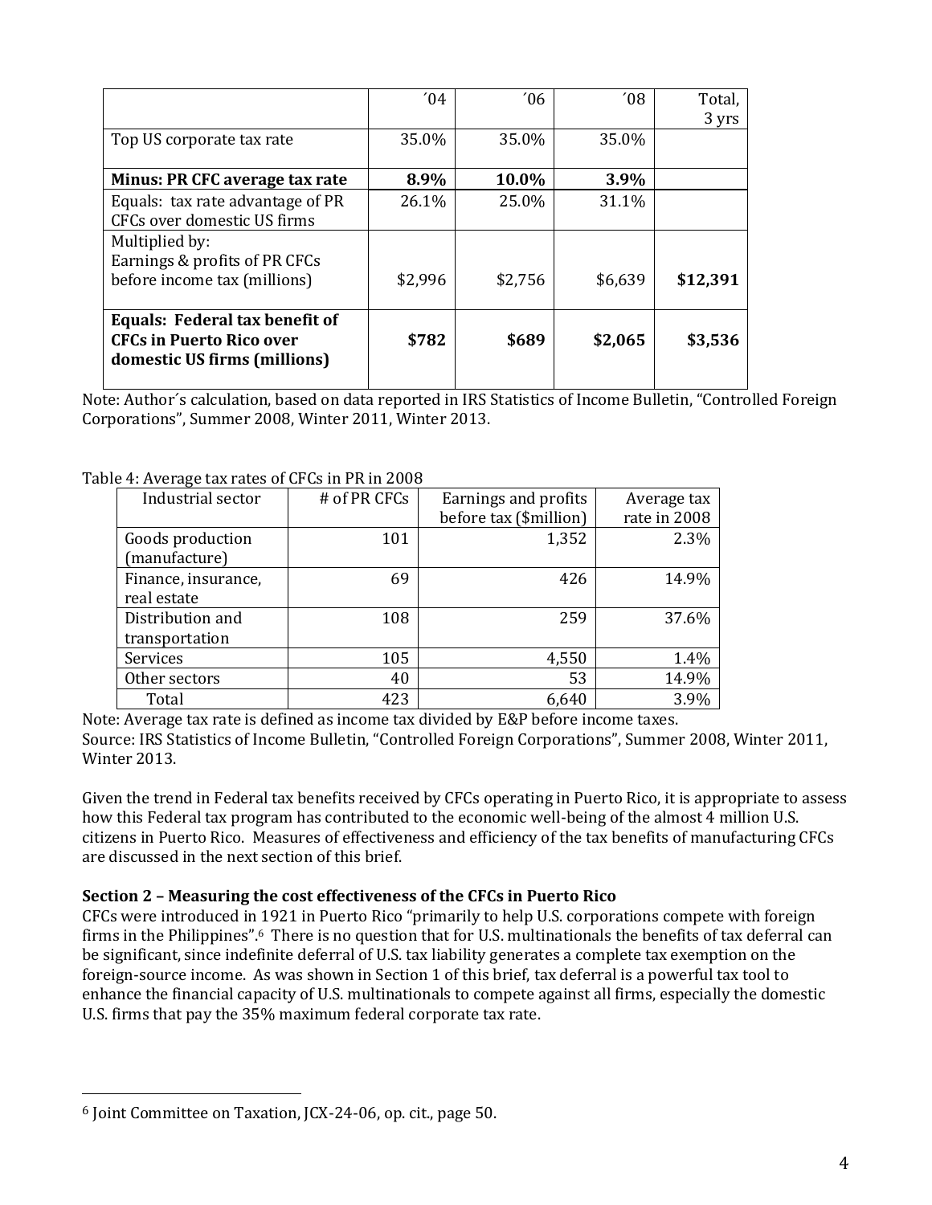| | ´04 | ´06 | ´08 | Total, 3 yrs |
|---|---|---|---|---|
| Top US corporate tax rate | 35.0% | 35.0% | 35.0% | |
| **Minus: PR CFC average tax rate** | **8.9%** | **10.0%** | **3.9%** | |
| Equals: tax rate advantage of PR CFCs over domestic US firms | 26.1% | 25.0% | 31.1% | |
| Multiplied by: Earnings & profits of PR CFCs before income tax (millions) | $2,996 | $2,756 | $6,639 | **$12,391** |
| **Equals: Federal tax benefit of CFCs in Puerto Rico over domestic US firms (millions)** | **$782** | **$689** | **$2,065** | **$3,536** |

Note: Author´s calculation, based on data reported in IRS Statistics of Income Bulletin, "Controlled Foreign Corporations", Summer 2008, Winter 2011, Winter 2013.

Table 4: Average tax rates of CFCs in PR in 2008

| Industrial sector | # of PR CFCs | Earnings and profits before tax ($million) | Average tax rate in 2008 |
|---|---|---|---|
| Goods production (manufacture) | 101 | 1,352 | 2.3% |
| Finance, insurance, real estate | 69 | 426 | 14.9% |
| Distribution and transportation | 108 | 259 | 37.6% |
| Services | 105 | 4,550 | 1.4% |
| Other sectors | 40 | 53 | 14.9% |
| Total | 423 | 6,640 | 3.9% |

Note: Average tax rate is defined as income tax divided by E&P before income taxes.
Source: IRS Statistics of Income Bulletin, "Controlled Foreign Corporations", Summer 2008, Winter 2011, Winter 2013.

Given the trend in Federal tax benefits received by CFCs operating in Puerto Rico, it is appropriate to assess how this Federal tax program has contributed to the economic well-being of the almost 4 million U.S. citizens in Puerto Rico. Measures of effectiveness and efficiency of the tax benefits of manufacturing CFCs are discussed in the next section of this brief.

**Section 2 – Measuring the cost effectiveness of the CFCs in Puerto Rico**

CFCs were introduced in 1921 in Puerto Rico "primarily to help U.S. corporations compete with foreign firms in the Philippines".[6] There is no question that for U.S. multinationals the benefits of tax deferral can be significant, since indefinite deferral of U.S. tax liability generates a complete tax exemption on the foreign-source income. As was shown in Section 1 of this brief, tax deferral is a powerful tax tool to enhance the financial capacity of U.S. multinationals to compete against all firms, especially the domestic U.S. firms that pay the 35% maximum federal corporate tax rate.

[6] Joint Committee on Taxation, JCX-24-06, op. cit., page 50.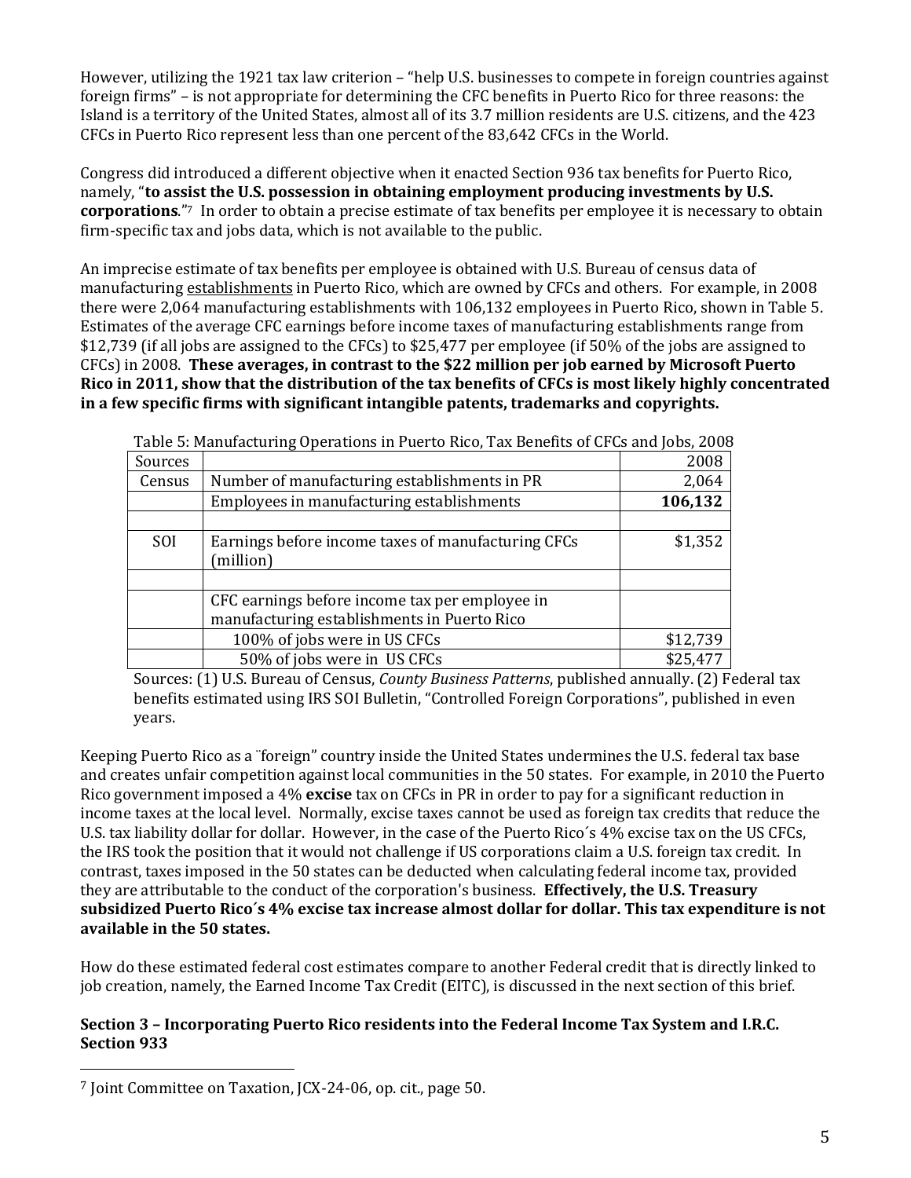However, utilizing the 1921 tax law criterion – "help U.S. businesses to compete in foreign countries against foreign firms" – is not appropriate for determining the CFC benefits in Puerto Rico for three reasons: the Island is a territory of the United States, almost all of its 3.7 million residents are U.S. citizens, and the 423 CFCs in Puerto Rico represent less than one percent of the 83,642 CFCs in the World.

Congress did introduced a different objective when it enacted Section 936 tax benefits for Puerto Rico, namely, "**to assist the U.S. possession in obtaining employment producing investments by U.S. corporations**."[7] In order to obtain a precise estimate of tax benefits per employee it is necessary to obtain firm-specific tax and jobs data, which is not available to the public.

An imprecise estimate of tax benefits per employee is obtained with U.S. Bureau of census data of manufacturing establishments in Puerto Rico, which are owned by CFCs and others. For example, in 2008 there were 2,064 manufacturing establishments with 106,132 employees in Puerto Rico, shown in Table 5. Estimates of the average CFC earnings before income taxes of manufacturing establishments range from $12,739 (if all jobs are assigned to the CFCs) to $25,477 per employee (if 50% of the jobs are assigned to CFCs) in 2008. **These averages, in contrast to the $22 million per job earned by Microsoft Puerto Rico in 2011, show that the distribution of the tax benefits of CFCs is most likely highly concentrated in a few specific firms with significant intangible patents, trademarks and copyrights.**

Table 5: Manufacturing Operations in Puerto Rico, Tax Benefits of CFCs and Jobs, 2008

| Sources | | 2008 |
|---|---|---|
| Census | Number of manufacturing establishments in PR | 2,064 |
| | Employees in manufacturing establishments | **106,132** |
| | | |
| SOI | Earnings before income taxes of manufacturing CFCs (million) | $1,352 |
| | | |
| | CFC earnings before income tax per employee in manufacturing establishments in Puerto Rico | |
| | 100% of jobs were in US CFCs | $12,739 |
| | 50% of jobs were in US CFCs | $25,477 |

Sources: (1) U.S. Bureau of Census, *County Business Patterns*, published annually. (2) Federal tax benefits estimated using IRS SOI Bulletin, "Controlled Foreign Corporations", published in even years.

Keeping Puerto Rico as a ¨foreign" country inside the United States undermines the U.S. federal tax base and creates unfair competition against local communities in the 50 states. For example, in 2010 the Puerto Rico government imposed a 4% **excise** tax on CFCs in PR in order to pay for a significant reduction in income taxes at the local level. Normally, excise taxes cannot be used as foreign tax credits that reduce the U.S. tax liability dollar for dollar. However, in the case of the Puerto Rico´s 4% excise tax on the US CFCs, the IRS took the position that it would not challenge if US corporations claim a U.S. foreign tax credit. In contrast, taxes imposed in the 50 states can be deducted when calculating federal income tax, provided they are attributable to the conduct of the corporation's business. **Effectively, the U.S. Treasury subsidized Puerto Rico´s 4% excise tax increase almost dollar for dollar. This tax expenditure is not available in the 50 states.**

How do these estimated federal cost estimates compare to another Federal credit that is directly linked to job creation, namely, the Earned Income Tax Credit (EITC), is discussed in the next section of this brief.

## Section 3 – Incorporating Puerto Rico residents into the Federal Income Tax System and I.R.C. Section 933

[7] Joint Committee on Taxation, JCX-24-06, op. cit., page 50.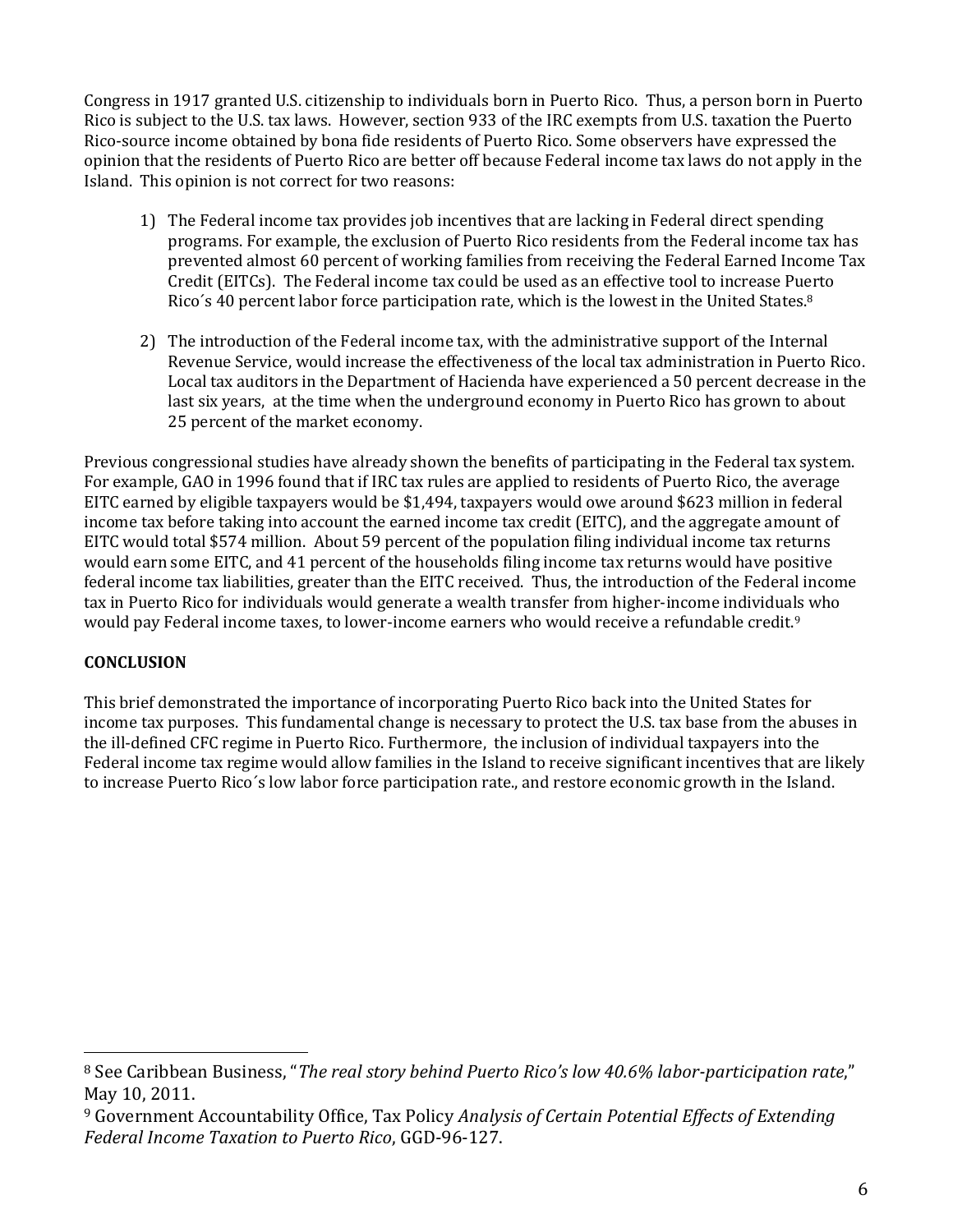Congress in 1917 granted U.S. citizenship to individuals born in Puerto Rico. Thus, a person born in Puerto Rico is subject to the U.S. tax laws. However, section 933 of the IRC exempts from U.S. taxation the Puerto Rico-source income obtained by bona fide residents of Puerto Rico. Some observers have expressed the opinion that the residents of Puerto Rico are better off because Federal income tax laws do not apply in the Island. This opinion is not correct for two reasons:

1) The Federal income tax provides job incentives that are lacking in Federal direct spending programs. For example, the exclusion of Puerto Rico residents from the Federal income tax has prevented almost 60 percent of working families from receiving the Federal Earned Income Tax Credit (EITCs). The Federal income tax could be used as an effective tool to increase Puerto Rico´s 40 percent labor force participation rate, which is the lowest in the United States.[8]

2) The introduction of the Federal income tax, with the administrative support of the Internal Revenue Service, would increase the effectiveness of the local tax administration in Puerto Rico. Local tax auditors in the Department of Hacienda have experienced a 50 percent decrease in the last six years, at the time when the underground economy in Puerto Rico has grown to about 25 percent of the market economy.

Previous congressional studies have already shown the benefits of participating in the Federal tax system. For example, GAO in 1996 found that if IRC tax rules are applied to residents of Puerto Rico, the average EITC earned by eligible taxpayers would be $1,494, taxpayers would owe around $623 million in federal income tax before taking into account the earned income tax credit (EITC), and the aggregate amount of EITC would total $574 million. About 59 percent of the population filing individual income tax returns would earn some EITC, and 41 percent of the households filing income tax returns would have positive federal income tax liabilities, greater than the EITC received. Thus, the introduction of the Federal income tax in Puerto Rico for individuals would generate a wealth transfer from higher-income individuals who would pay Federal income taxes, to lower-income earners who would receive a refundable credit.[9]

**CONCLUSION**

This brief demonstrated the importance of incorporating Puerto Rico back into the United States for income tax purposes. This fundamental change is necessary to protect the U.S. tax base from the abuses in the ill-defined CFC regime in Puerto Rico. Furthermore, the inclusion of individual taxpayers into the Federal income tax regime would allow families in the Island to receive significant incentives that are likely to increase Puerto Rico´s low labor force participation rate., and restore economic growth in the Island.

---

[8] See Caribbean Business, "*The real story behind Puerto Rico's low 40.6% labor-participation rate*," May 10, 2011.

[9] Government Accountability Office, Tax Policy *Analysis of Certain Potential Effects of Extending Federal Income Taxation to Puerto Rico*, GGD-96-127.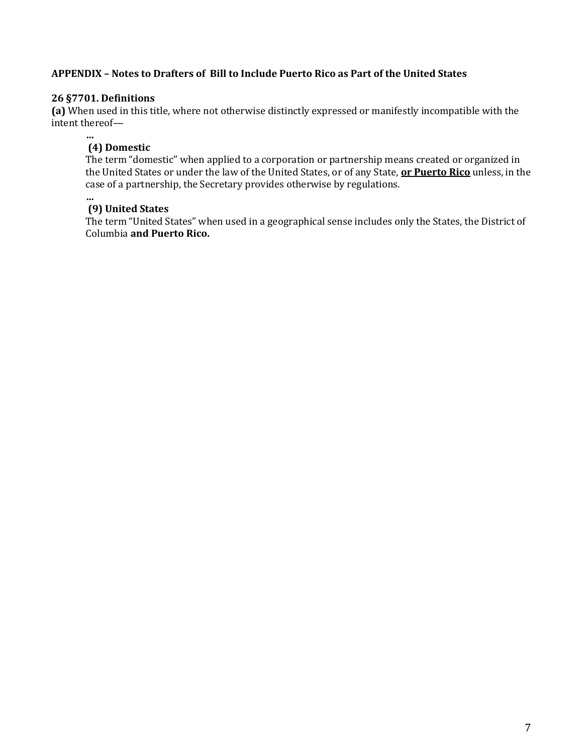**APPENDIX – Notes to Drafters of Bill to Include Puerto Rico as Part of the United States**

**26 §7701. Definitions**

**(a)** When used in this title, where not otherwise distinctly expressed or manifestly incompatible with the intent thereof—

> **…**
>
> **(4) Domestic**
>
> The term "domestic" when applied to a corporation or partnership means created or organized in the United States or under the law of the United States, or of any State, <u>**or Puerto Rico**</u> unless, in the case of a partnership, the Secretary provides otherwise by regulations.
>
> **…**
>
> **(9) United States**
>
> The term "United States" when used in a geographical sense includes only the States, the District of Columbia **and Puerto Rico.**